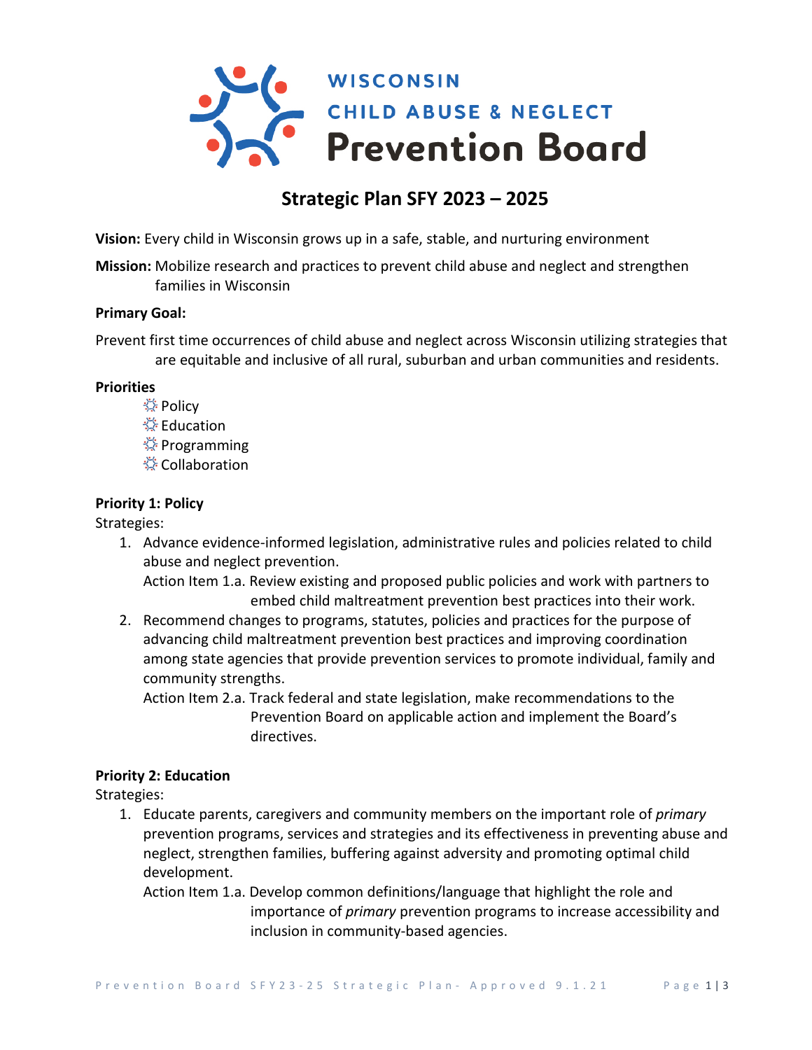**WISCONSIN**
**CHILD ABUSE & NEGLECT**
**Prevention Board**

# Strategic Plan SFY 2023 – 2025

**Vision:** Every child in Wisconsin grows up in a safe, stable, and nurturing environment

**Mission:** Mobilize research and practices to prevent child abuse and neglect and strengthen families in Wisconsin

**Primary Goal:**

Prevent first time occurrences of child abuse and neglect across Wisconsin utilizing strategies that are equitable and inclusive of all rural, suburban and urban communities and residents.

**Priorities**

- Policy
- Education
- Programming
- Collaboration

**Priority 1: Policy**

Strategies:

1. Advance evidence-informed legislation, administrative rules and policies related to child abuse and neglect prevention.
   Action Item 1.a. Review existing and proposed public policies and work with partners to embed child maltreatment prevention best practices into their work.
2. Recommend changes to programs, statutes, policies and practices for the purpose of advancing child maltreatment prevention best practices and improving coordination among state agencies that provide prevention services to promote individual, family and community strengths.
   Action Item 2.a. Track federal and state legislation, make recommendations to the Prevention Board on applicable action and implement the Board's directives.

**Priority 2: Education**

Strategies:

1. Educate parents, caregivers and community members on the important role of *primary* prevention programs, services and strategies and its effectiveness in preventing abuse and neglect, strengthen families, buffering against adversity and promoting optimal child development.
   Action Item 1.a. Develop common definitions/language that highlight the role and importance of *primary* prevention programs to increase accessibility and inclusion in community-based agencies.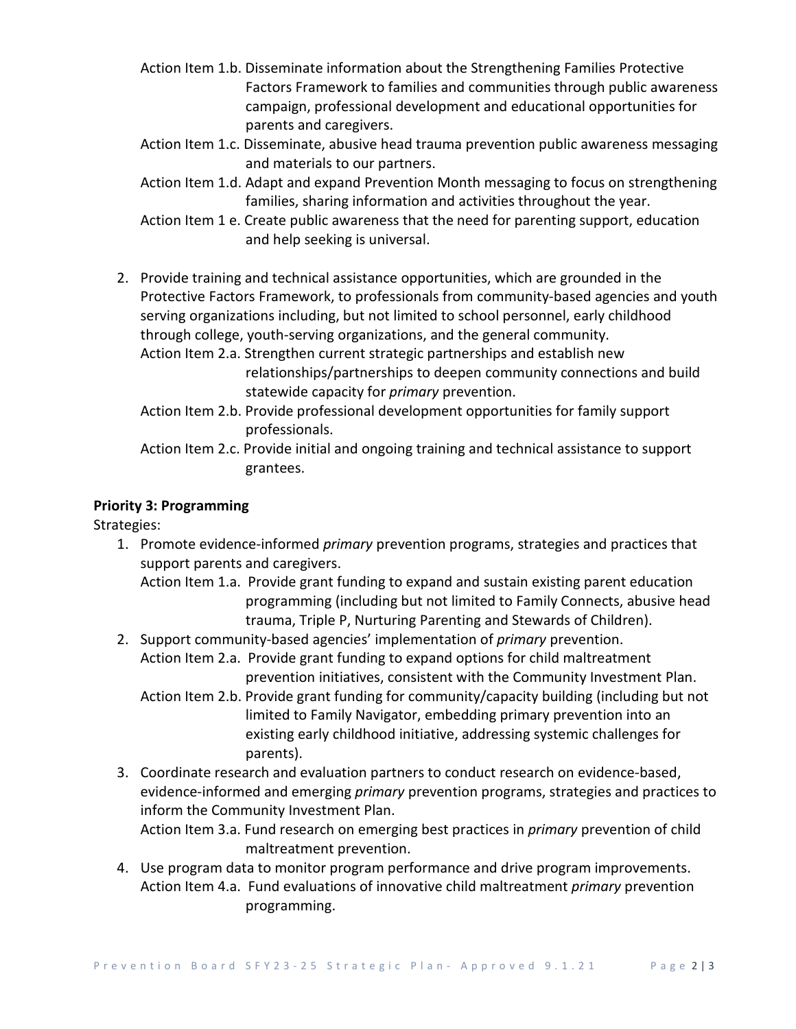Action Item 1.b. Disseminate information about the Strengthening Families Protective Factors Framework to families and communities through public awareness campaign, professional development and educational opportunities for parents and caregivers.

Action Item 1.c. Disseminate, abusive head trauma prevention public awareness messaging and materials to our partners.

Action Item 1.d. Adapt and expand Prevention Month messaging to focus on strengthening families, sharing information and activities throughout the year.

Action Item 1 e. Create public awareness that the need for parenting support, education and help seeking is universal.

2. Provide training and technical assistance opportunities, which are grounded in the Protective Factors Framework, to professionals from community-based agencies and youth serving organizations including, but not limited to school personnel, early childhood through college, youth-serving organizations, and the general community.

   Action Item 2.a. Strengthen current strategic partnerships and establish new relationships/partnerships to deepen community connections and build statewide capacity for *primary* prevention.

   Action Item 2.b. Provide professional development opportunities for family support professionals.

   Action Item 2.c. Provide initial and ongoing training and technical assistance to support grantees.

**Priority 3: Programming**

Strategies:

1. Promote evidence-informed *primary* prevention programs, strategies and practices that support parents and caregivers.

   Action Item 1.a. Provide grant funding to expand and sustain existing parent education programming (including but not limited to Family Connects, abusive head trauma, Triple P, Nurturing Parenting and Stewards of Children).

2. Support community-based agencies' implementation of *primary* prevention.

   Action Item 2.a. Provide grant funding to expand options for child maltreatment prevention initiatives, consistent with the Community Investment Plan.

   Action Item 2.b. Provide grant funding for community/capacity building (including but not limited to Family Navigator, embedding primary prevention into an existing early childhood initiative, addressing systemic challenges for parents).

3. Coordinate research and evaluation partners to conduct research on evidence-based, evidence-informed and emerging *primary* prevention programs, strategies and practices to inform the Community Investment Plan.

   Action Item 3.a. Fund research on emerging best practices in *primary* prevention of child maltreatment prevention.

4. Use program data to monitor program performance and drive program improvements.

   Action Item 4.a. Fund evaluations of innovative child maltreatment *primary* prevention programming.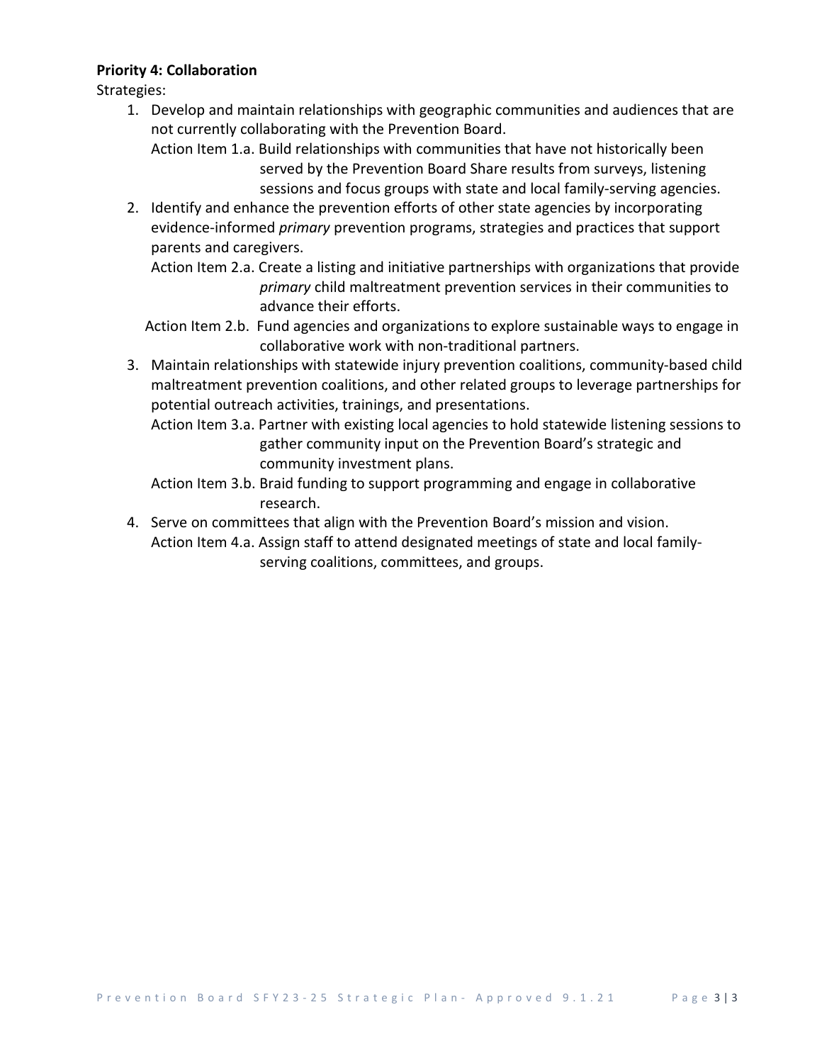**Priority 4: Collaboration**

Strategies:

1. Develop and maintain relationships with geographic communities and audiences that are not currently collaborating with the Prevention Board.

   Action Item 1.a. Build relationships with communities that have not historically been served by the Prevention Board Share results from surveys, listening sessions and focus groups with state and local family-serving agencies.

2. Identify and enhance the prevention efforts of other state agencies by incorporating evidence-informed *primary* prevention programs, strategies and practices that support parents and caregivers.

   Action Item 2.a. Create a listing and initiative partnerships with organizations that provide *primary* child maltreatment prevention services in their communities to advance their efforts.

   Action Item 2.b. Fund agencies and organizations to explore sustainable ways to engage in collaborative work with non-traditional partners.

3. Maintain relationships with statewide injury prevention coalitions, community-based child maltreatment prevention coalitions, and other related groups to leverage partnerships for potential outreach activities, trainings, and presentations.

   Action Item 3.a. Partner with existing local agencies to hold statewide listening sessions to gather community input on the Prevention Board's strategic and community investment plans.

   Action Item 3.b. Braid funding to support programming and engage in collaborative research.

4. Serve on committees that align with the Prevention Board's mission and vision.

   Action Item 4.a. Assign staff to attend designated meetings of state and local family-serving coalitions, committees, and groups.